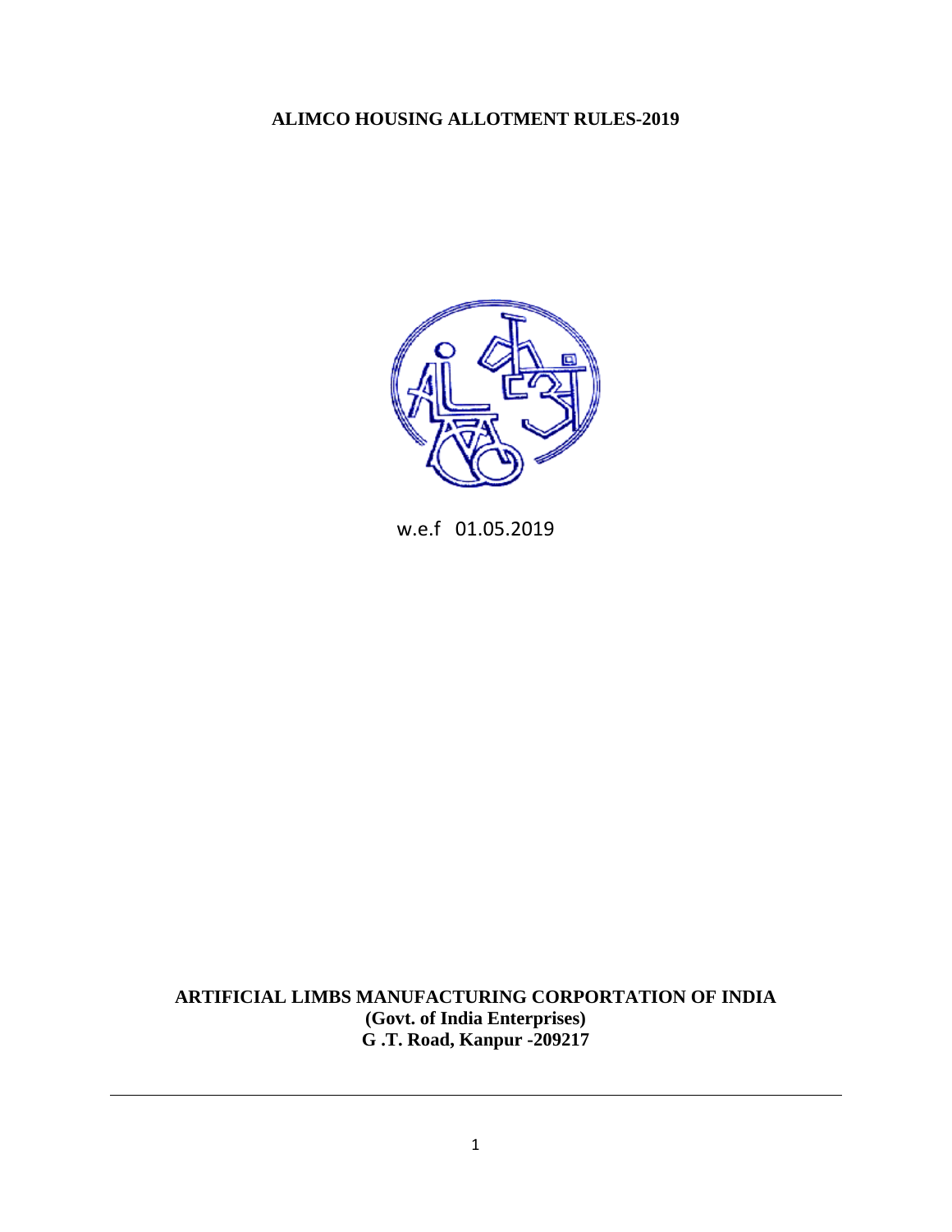# ALIMCO HOUSING ALLOTMENT RULES-2019

w.e.f 01.05.2019

**ARTIFICIAL LIMBS MANUFACTURING CORPORTATION OF INDIA**
**(Govt. of India Enterprises)**
**G .T. Road, Kanpur -209217**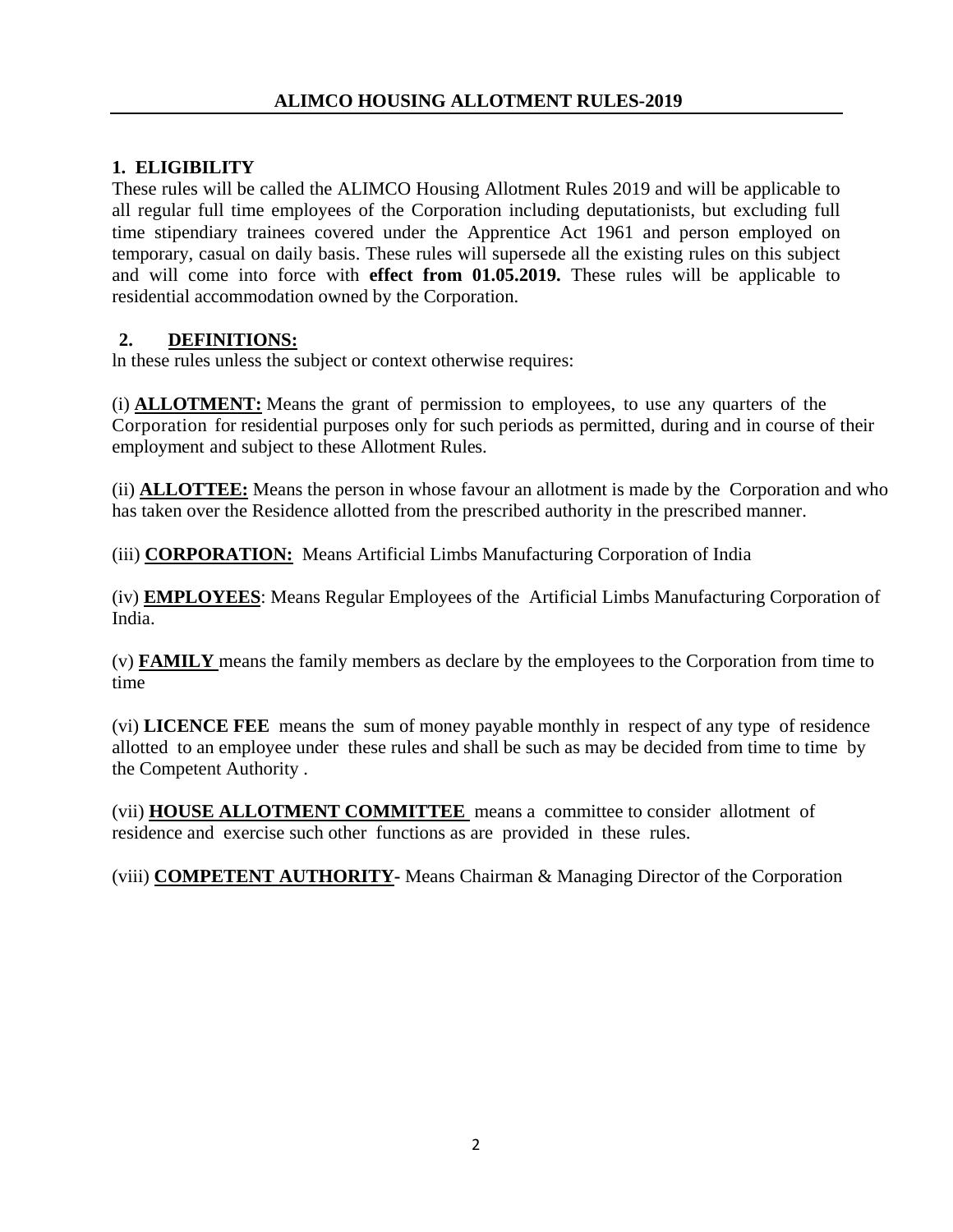# ALIMCO HOUSING ALLOTMENT RULES-2019

## 1. ELIGIBILITY

These rules will be called the ALIMCO Housing Allotment Rules 2019 and will be applicable to all regular full time employees of the Corporation including deputationists, but excluding full time stipendiary trainees covered under the Apprentice Act 1961 and person employed on temporary, casual on daily basis. These rules will supersede all the existing rules on this subject and will come into force with **effect from 01.05.2019.** These rules will be applicable to residential accommodation owned by the Corporation.

## 2. DEFINITIONS:

ln these rules unless the subject or context otherwise requires:

(i) **ALLOTMENT:** Means the grant of permission to employees, to use any quarters of the Corporation for residential purposes only for such periods as permitted, during and in course of their employment and subject to these Allotment Rules.

(ii) **ALLOTTEE:** Means the person in whose favour an allotment is made by the Corporation and who has taken over the Residence allotted from the prescribed authority in the prescribed manner.

(iii) **CORPORATION:** Means Artificial Limbs Manufacturing Corporation of India

(iv) **EMPLOYEES**: Means Regular Employees of the Artificial Limbs Manufacturing Corporation of India.

(v) **FAMILY** means the family members as declare by the employees to the Corporation from time to time

(vi) **LICENCE FEE** means the sum of money payable monthly in respect of any type of residence allotted to an employee under these rules and shall be such as may be decided from time to time by the Competent Authority .

(vii) **HOUSE ALLOTMENT COMMITTEE** means a committee to consider allotment of residence and exercise such other functions as are provided in these rules.

(viii) **COMPETENT AUTHORITY-** Means Chairman & Managing Director of the Corporation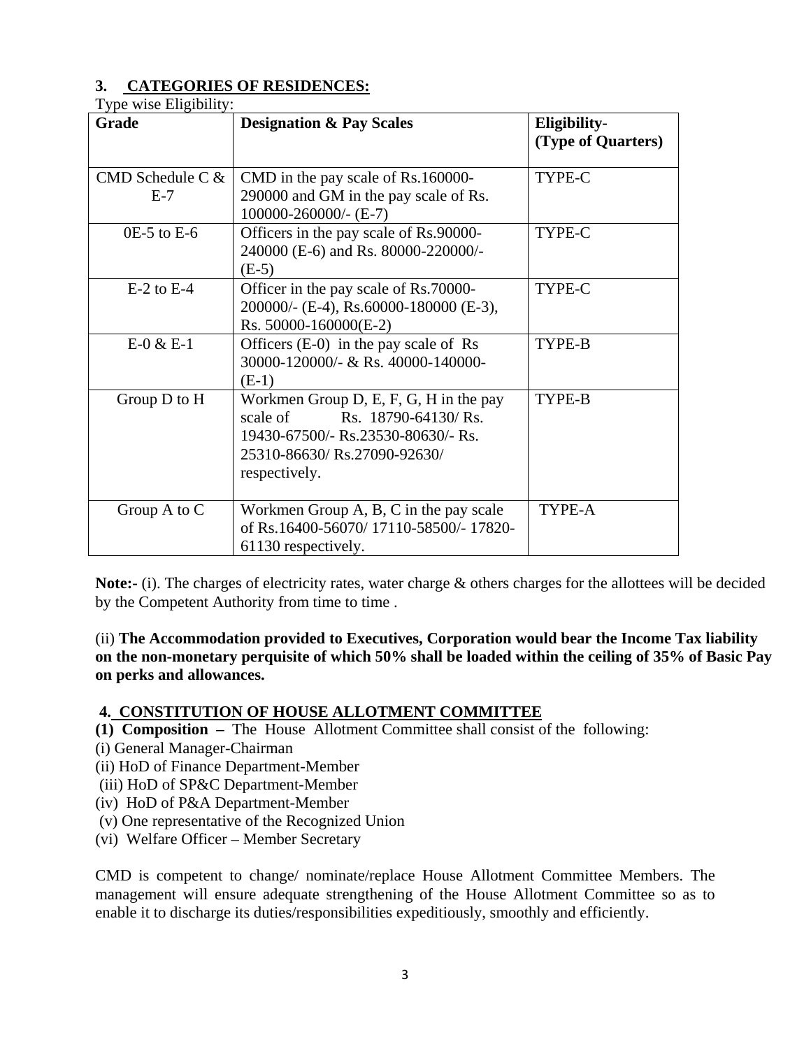## 3. CATEGORIES OF RESIDENCES:

Type wise Eligibility:

| Grade | Designation & Pay Scales | Eligibility- (Type of Quarters) |
|---|---|---|
| CMD Schedule C & E-7 | CMD in the pay scale of Rs.160000-290000 and GM in the pay scale of Rs. 100000-260000/- (E-7) | TYPE-C |
| 0E-5 to E-6 | Officers in the pay scale of Rs.90000-240000 (E-6) and Rs. 80000-220000/- (E-5) | TYPE-C |
| E-2 to E-4 | Officer in the pay scale of Rs.70000-200000/- (E-4), Rs.60000-180000 (E-3), Rs. 50000-160000(E-2) | TYPE-C |
| E-0 & E-1 | Officers (E-0) in the pay scale of Rs 30000-120000/- & Rs. 40000-140000- (E-1) | TYPE-B |
| Group D to H | Workmen Group D, E, F, G, H in the pay scale of Rs. 18790-64130/ Rs. 19430-67500/- Rs.23530-80630/- Rs. 25310-86630/ Rs.27090-92630/ respectively. | TYPE-B |
| Group A to C | Workmen Group A, B, C in the pay scale of Rs.16400-56070/ 17110-58500/- 17820-61130 respectively. | TYPE-A |

**Note:-** (i). The charges of electricity rates, water charge & others charges for the allottees will be decided by the Competent Authority from time to time .

(ii) **The Accommodation provided to Executives, Corporation would bear the Income Tax liability on the non-monetary perquisite of which 50% shall be loaded within the ceiling of 35% of Basic Pay on perks and allowances.**

## 4. CONSTITUTION OF HOUSE ALLOTMENT COMMITTEE

**(1) Composition –** The House Allotment Committee shall consist of the following:

(i) General Manager-Chairman
(ii) HoD of Finance Department-Member
(iii) HoD of SP&C Department-Member
(iv) HoD of P&A Department-Member
(v) One representative of the Recognized Union
(vi) Welfare Officer – Member Secretary

CMD is competent to change/ nominate/replace House Allotment Committee Members. The management will ensure adequate strengthening of the House Allotment Committee so as to enable it to discharge its duties/responsibilities expeditiously, smoothly and efficiently.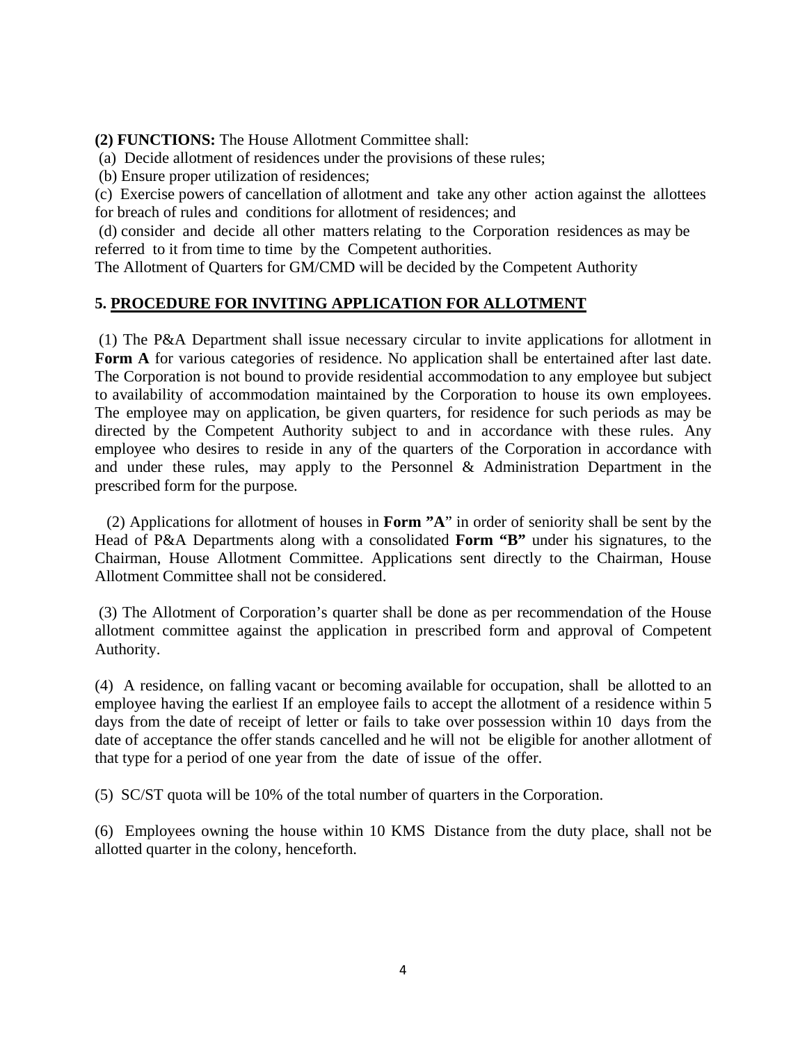**(2) FUNCTIONS:** The House Allotment Committee shall:

(a) Decide allotment of residences under the provisions of these rules;

(b) Ensure proper utilization of residences;

(c) Exercise powers of cancellation of allotment and take any other action against the allottees for breach of rules and conditions for allotment of residences; and

(d) consider and decide all other matters relating to the Corporation residences as may be referred to it from time to time by the Competent authorities.

The Allotment of Quarters for GM/CMD will be decided by the Competent Authority

## 5. PROCEDURE FOR INVITING APPLICATION FOR ALLOTMENT

(1) The P&A Department shall issue necessary circular to invite applications for allotment in **Form A** for various categories of residence. No application shall be entertained after last date. The Corporation is not bound to provide residential accommodation to any employee but subject to availability of accommodation maintained by the Corporation to house its own employees. The employee may on application, be given quarters, for residence for such periods as may be directed by the Competent Authority subject to and in accordance with these rules. Any employee who desires to reside in any of the quarters of the Corporation in accordance with and under these rules, may apply to the Personnel & Administration Department in the prescribed form for the purpose.

(2) Applications for allotment of houses in **Form "A**" in order of seniority shall be sent by the Head of P&A Departments along with a consolidated **Form "B"** under his signatures, to the Chairman, House Allotment Committee. Applications sent directly to the Chairman, House Allotment Committee shall not be considered.

(3) The Allotment of Corporation's quarter shall be done as per recommendation of the House allotment committee against the application in prescribed form and approval of Competent Authority.

(4) A residence, on falling vacant or becoming available for occupation, shall be allotted to an employee having the earliest If an employee fails to accept the allotment of a residence within 5 days from the date of receipt of letter or fails to take over possession within 10 days from the date of acceptance the offer stands cancelled and he will not be eligible for another allotment of that type for a period of one year from the date of issue of the offer.

(5) SC/ST quota will be 10% of the total number of quarters in the Corporation.

(6) Employees owning the house within 10 KMS Distance from the duty place, shall not be allotted quarter in the colony, henceforth.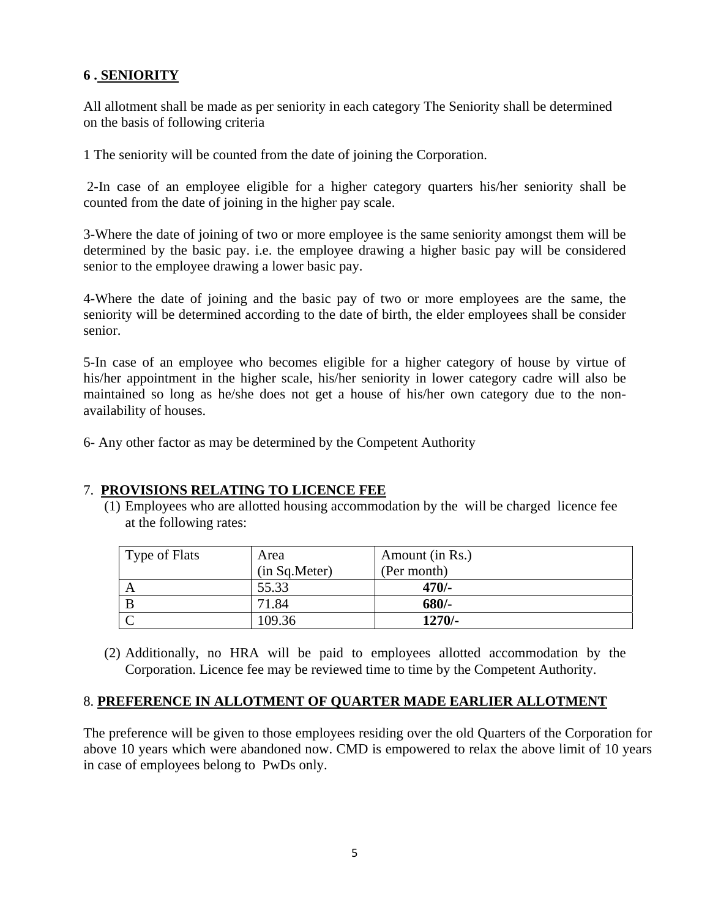## 6 . SENIORITY

All allotment shall be made as per seniority in each category The Seniority shall be determined on the basis of following criteria

1 The seniority will be counted from the date of joining the Corporation.

2-In case of an employee eligible for a higher category quarters his/her seniority shall be counted from the date of joining in the higher pay scale.

3-Where the date of joining of two or more employee is the same seniority amongst them will be determined by the basic pay. i.e. the employee drawing a higher basic pay will be considered senior to the employee drawing a lower basic pay.

4-Where the date of joining and the basic pay of two or more employees are the same, the seniority will be determined according to the date of birth, the elder employees shall be consider senior.

5-In case of an employee who becomes eligible for a higher category of house by virtue of his/her appointment in the higher scale, his/her seniority in lower category cadre will also be maintained so long as he/she does not get a house of his/her own category due to the non-availability of houses.

6- Any other factor as may be determined by the Competent Authority

## 7. PROVISIONS RELATING TO LICENCE FEE

(1) Employees who are allotted housing accommodation by the will be charged licence fee at the following rates:

| Type of Flats | Area (in Sq.Meter) | Amount (in Rs.) (Per month) |
|---|---|---|
| A | 55.33 | **470/-** |
| B | 71.84 | **680/-** |
| C | 109.36 | **1270/-** |

(2) Additionally, no HRA will be paid to employees allotted accommodation by the Corporation. Licence fee may be reviewed time to time by the Competent Authority.

## 8. PREFERENCE IN ALLOTMENT OF QUARTER MADE EARLIER ALLOTMENT

The preference will be given to those employees residing over the old Quarters of the Corporation for above 10 years which were abandoned now. CMD is empowered to relax the above limit of 10 years in case of employees belong to PwDs only.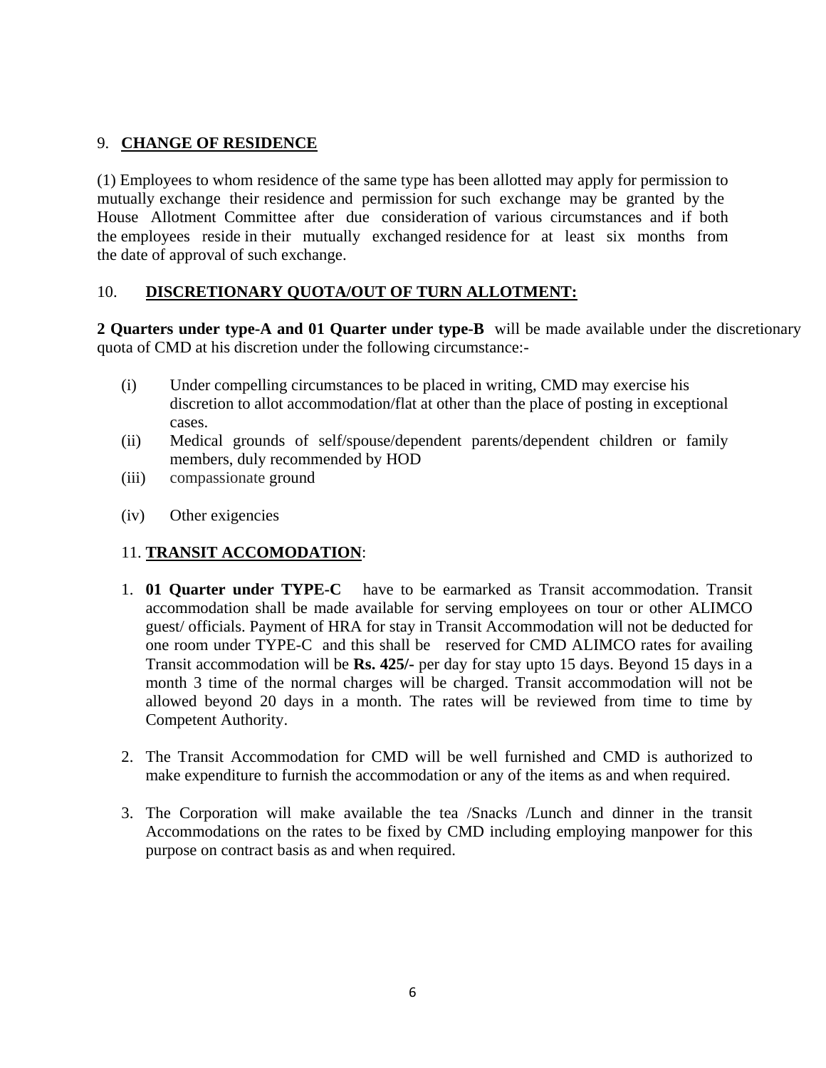9. **CHANGE OF RESIDENCE**

(1) Employees to whom residence of the same type has been allotted may apply for permission to mutually exchange their residence and permission for such exchange may be granted by the House Allotment Committee after due consideration of various circumstances and if both the employees reside in their mutually exchanged residence for at least six months from the date of approval of such exchange.

10. **DISCRETIONARY QUOTA/OUT OF TURN ALLOTMENT:**

**2 Quarters under type-A and 01 Quarter under type-B** will be made available under the discretionary quota of CMD at his discretion under the following circumstance:-

(i) Under compelling circumstances to be placed in writing, CMD may exercise his discretion to allot accommodation/flat at other than the place of posting in exceptional cases.

(ii) Medical grounds of self/spouse/dependent parents/dependent children or family members, duly recommended by HOD

(iii) compassionate ground

(iv) Other exigencies

11. **TRANSIT ACCOMODATION**:

1. **01 Quarter under TYPE-C** have to be earmarked as Transit accommodation. Transit accommodation shall be made available for serving employees on tour or other ALIMCO guest/ officials. Payment of HRA for stay in Transit Accommodation will not be deducted for one room under TYPE-C and this shall be reserved for CMD ALIMCO rates for availing Transit accommodation will be **Rs. 425/-** per day for stay upto 15 days. Beyond 15 days in a month 3 time of the normal charges will be charged. Transit accommodation will not be allowed beyond 20 days in a month. The rates will be reviewed from time to time by Competent Authority.

2. The Transit Accommodation for CMD will be well furnished and CMD is authorized to make expenditure to furnish the accommodation or any of the items as and when required.

3. The Corporation will make available the tea /Snacks /Lunch and dinner in the transit Accommodations on the rates to be fixed by CMD including employing manpower for this purpose on contract basis as and when required.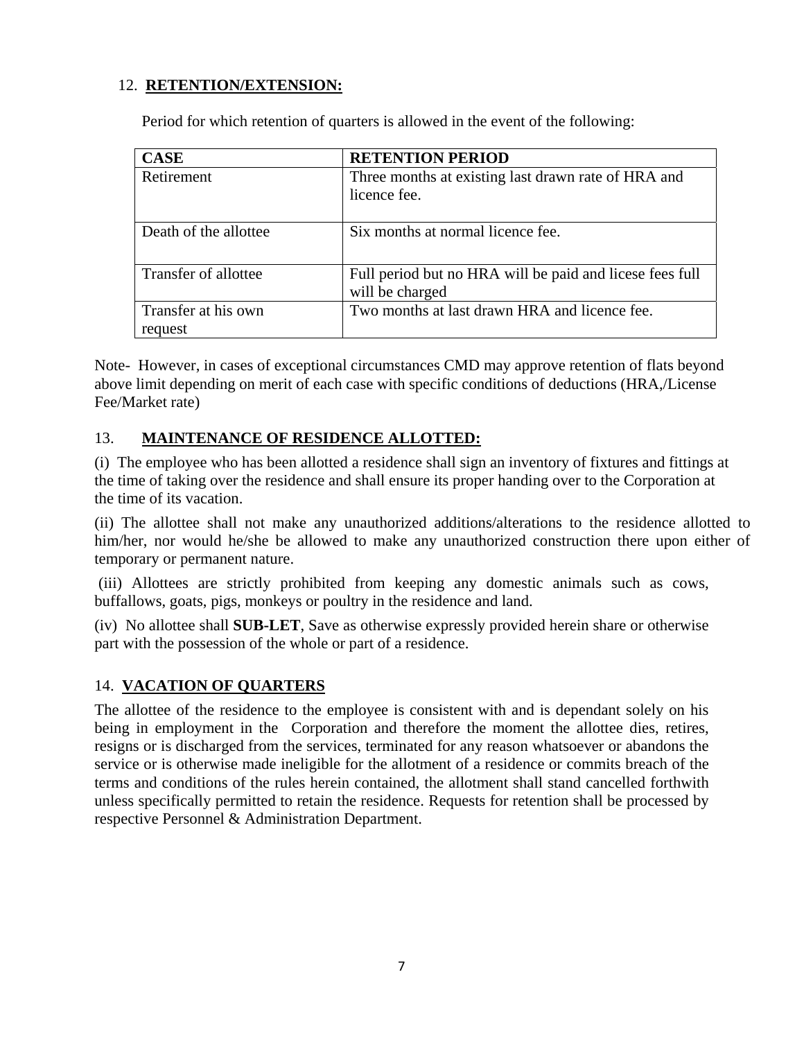12. **RETENTION/EXTENSION:**

Period for which retention of quarters is allowed in the event of the following:

| CASE | RETENTION PERIOD |
|---|---|
| Retirement | Three months at existing last drawn rate of HRA and licence fee. |
| Death of the allottee | Six months at normal licence fee. |
| Transfer of allottee | Full period but no HRA will be paid and licese fees full will be charged |
| Transfer at his own request | Two months at last drawn HRA and licence fee. |

Note- However, in cases of exceptional circumstances CMD may approve retention of flats beyond above limit depending on merit of each case with specific conditions of deductions (HRA,/License Fee/Market rate)

13. **MAINTENANCE OF RESIDENCE ALLOTTED:**

(i) The employee who has been allotted a residence shall sign an inventory of fixtures and fittings at the time of taking over the residence and shall ensure its proper handing over to the Corporation at the time of its vacation.

(ii) The allottee shall not make any unauthorized additions/alterations to the residence allotted to him/her, nor would he/she be allowed to make any unauthorized construction there upon either of temporary or permanent nature.

(iii) Allottees are strictly prohibited from keeping any domestic animals such as cows, buffallows, goats, pigs, monkeys or poultry in the residence and land.

(iv) No allottee shall **SUB-LET**, Save as otherwise expressly provided herein share or otherwise part with the possession of the whole or part of a residence.

14. **VACATION OF QUARTERS**

The allottee of the residence to the employee is consistent with and is dependant solely on his being in employment in the Corporation and therefore the moment the allottee dies, retires, resigns or is discharged from the services, terminated for any reason whatsoever or abandons the service or is otherwise made ineligible for the allotment of a residence or commits breach of the terms and conditions of the rules herein contained, the allotment shall stand cancelled forthwith unless specifically permitted to retain the residence. Requests for retention shall be processed by respective Personnel & Administration Department.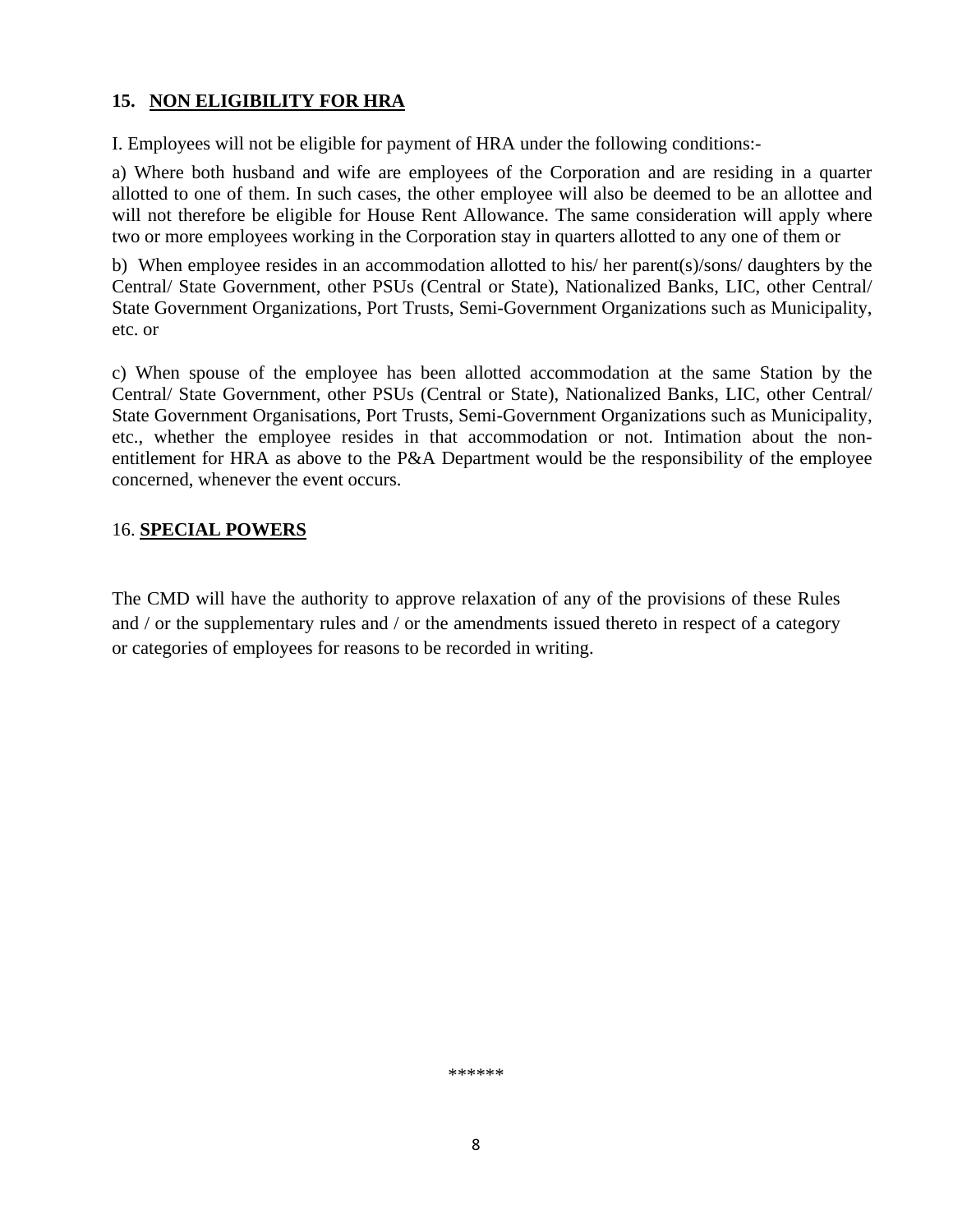## 15. NON ELIGIBILITY FOR HRA

I. Employees will not be eligible for payment of HRA under the following conditions:-

a) Where both husband and wife are employees of the Corporation and are residing in a quarter allotted to one of them. In such cases, the other employee will also be deemed to be an allottee and will not therefore be eligible for House Rent Allowance. The same consideration will apply where two or more employees working in the Corporation stay in quarters allotted to any one of them or

b) When employee resides in an accommodation allotted to his/ her parent(s)/sons/ daughters by the Central/ State Government, other PSUs (Central or State), Nationalized Banks, LIC, other Central/ State Government Organizations, Port Trusts, Semi-Government Organizations such as Municipality, etc. or

c) When spouse of the employee has been allotted accommodation at the same Station by the Central/ State Government, other PSUs (Central or State), Nationalized Banks, LIC, other Central/ State Government Organisations, Port Trusts, Semi-Government Organizations such as Municipality, etc., whether the employee resides in that accommodation or not. Intimation about the non-entitlement for HRA as above to the P&A Department would be the responsibility of the employee concerned, whenever the event occurs.

## 16. SPECIAL POWERS

The CMD will have the authority to approve relaxation of any of the provisions of these Rules and / or the supplementary rules and / or the amendments issued thereto in respect of a category or categories of employees for reasons to be recorded in writing.

******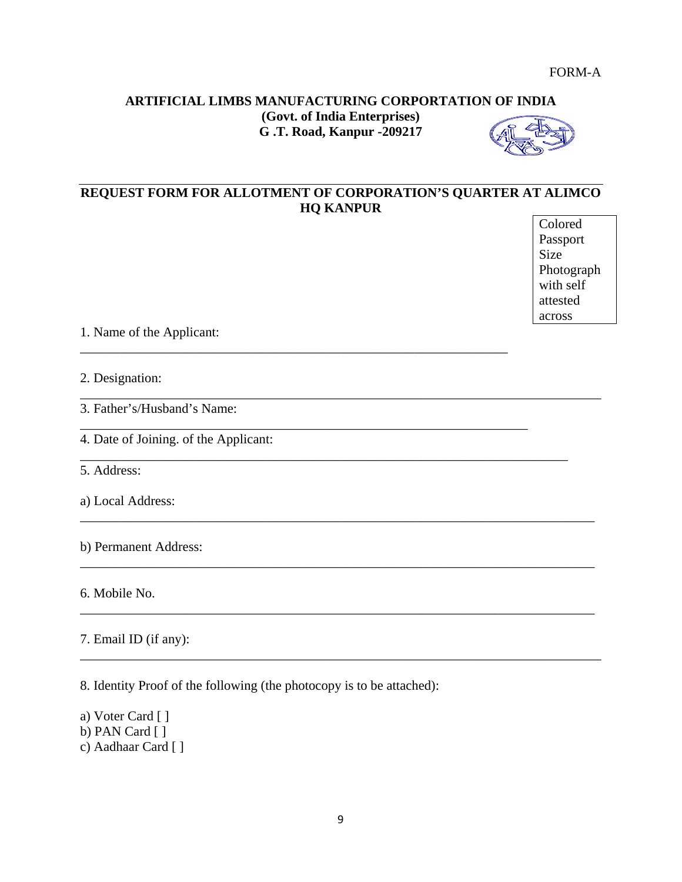FORM-A

**ARTIFICIAL LIMBS MANUFACTURING CORPORTATION OF INDIA**
**(Govt. of India Enterprises)**
**G .T. Road, Kanpur -209217**

**REQUEST FORM FOR ALLOTMENT OF CORPORATION'S QUARTER AT ALIMCO HQ KANPUR**

| Colored Passport Size Photograph with self attested across |
|---|

1. Name of the Applicant: ______________________________________________

2. Designation: ______________________________________________

3. Father's/Husband's Name: ______________________________________________

4. Date of Joining. of the Applicant: ______________________________________________

5. Address:

a) Local Address: ______________________________________________

b) Permanent Address: ______________________________________________

6. Mobile No. ______________________________________________

7. Email ID (if any): ______________________________________________

8. Identity Proof of the following (the photocopy is to be attached):

a) Voter Card [ ]
b) PAN Card [ ]
c) Aadhaar Card [ ]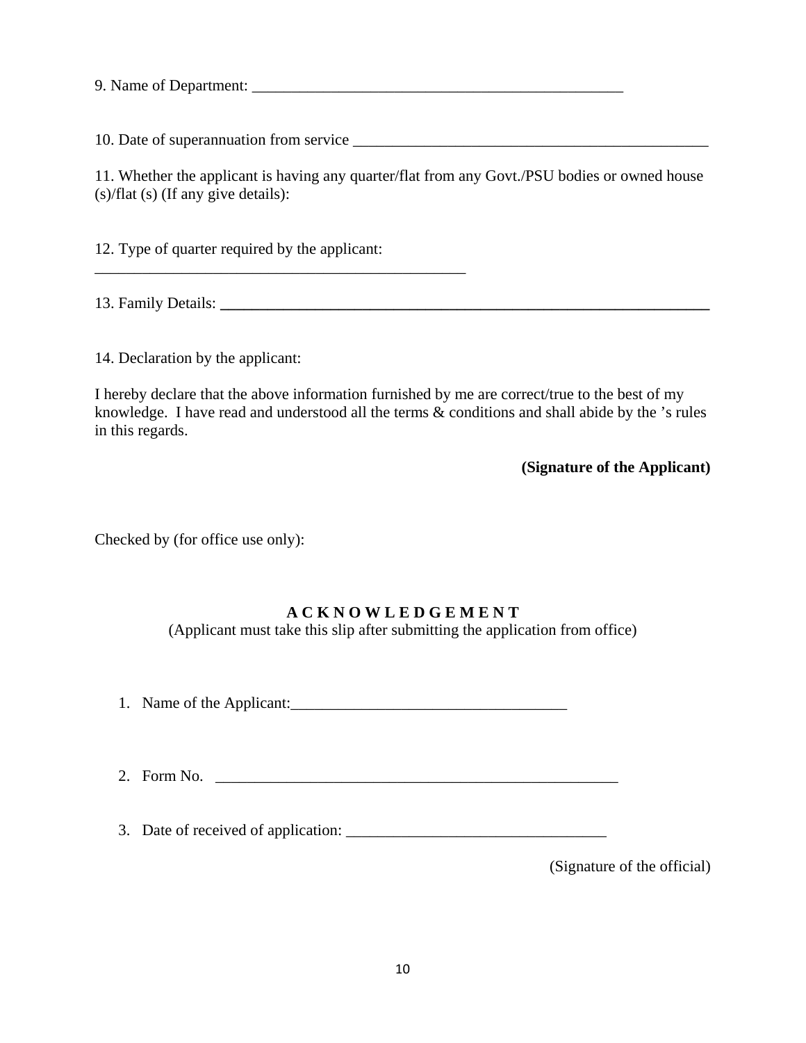9. Name of Department: _______________________________________________

10. Date of superannuation from service ______________________________________________

11. Whether the applicant is having any quarter/flat from any Govt./PSU bodies or owned house (s)/flat (s) (If any give details):

12. Type of quarter required by the applicant:
_________________________________________________

13. Family Details: ________________________________________________________________

14. Declaration by the applicant:

I hereby declare that the above information furnished by me are correct/true to the best of my knowledge. I have read and understood all the terms & conditions and shall abide by the 's rules in this regards.

**(Signature of the Applicant)**

Checked by (for office use only):

**A C K N O W L E D G E M E N T**

(Applicant must take this slip after submitting the application from office)

1. Name of the Applicant:____________________________________

2. Form No. _____________________________________________________

3. Date of received of application: _________________________________

(Signature of the official)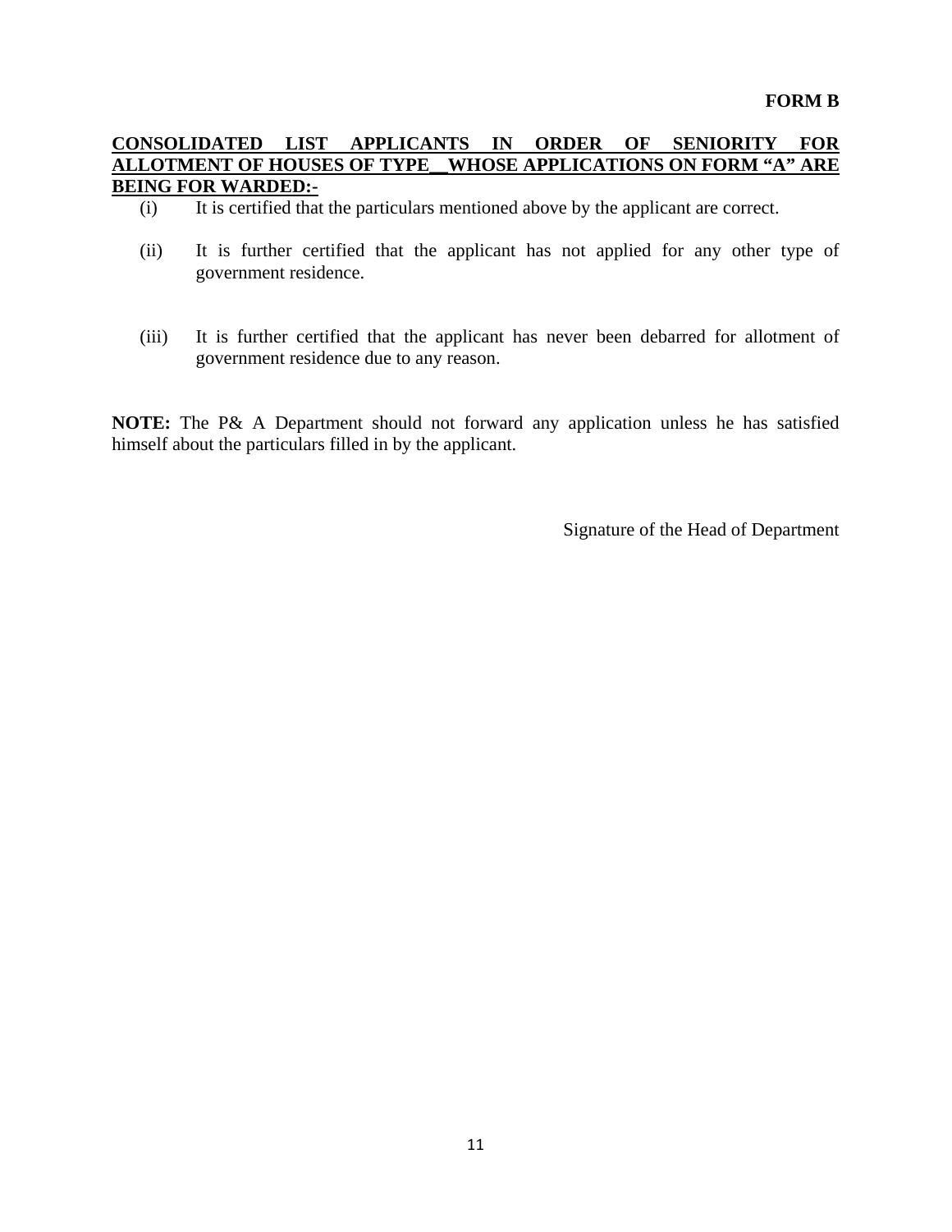**FORM B**

**CONSOLIDATED LIST APPLICANTS IN ORDER OF SENIORITY FOR ALLOTMENT OF HOUSES OF TYPE__WHOSE APPLICATIONS ON FORM "A" ARE BEING FOR WARDED:-**

(i) It is certified that the particulars mentioned above by the applicant are correct.

(ii) It is further certified that the applicant has not applied for any other type of government residence.

(iii) It is further certified that the applicant has never been debarred for allotment of government residence due to any reason.

**NOTE:** The P& A Department should not forward any application unless he has satisfied himself about the particulars filled in by the applicant.

Signature of the Head of Department